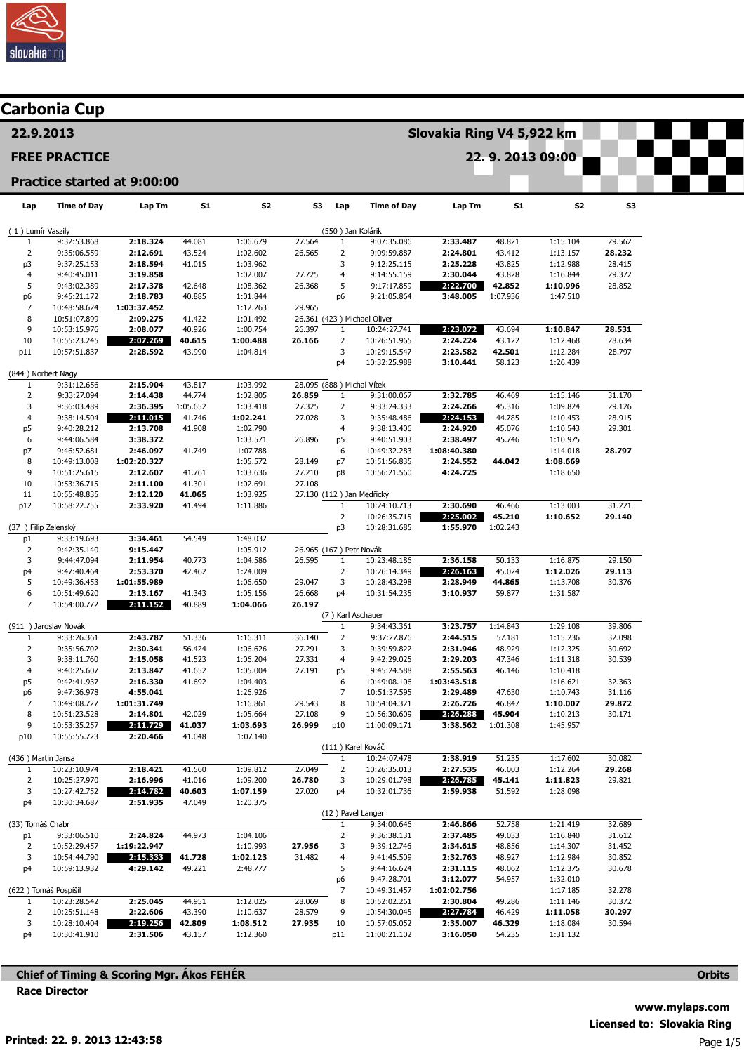# Carbonia Cup

**22.9.2013** — **Slovakia Ring V4 5,922 km**

**FREE PRACTICE** — **22. 9. 2013 09:00**

**Practice started at 9:00:00**

### (1) Lumír Vaszily

| Lap | Time of Day | Lap Tm | S1 | S2 | S3 |
|---|---|---|---|---|---|
| 1 | 9:32:53.868 | **2:18.324** | 44.081 | 1:06.679 | 27.564 |
| 2 | 9:35:06.559 | **2:12.691** | 43.524 | 1:02.602 | 26.565 |
| p3 | 9:37:25.153 | **2:18.594** | 41.015 | 1:03.962 | |
| 4 | 9:40:45.011 | **3:19.858** | | 1:02.007 | 27.725 |
| 5 | 9:43:02.389 | **2:17.378** | 42.648 | 1:08.362 | 26.368 |
| p6 | 9:45:21.172 | **2:18.783** | 40.885 | 1:01.844 | |
| 7 | 10:48:58.624 | **1:03:37.452** | | 1:12.263 | 29.965 |
| 8 | 10:51:07.899 | **2:09.275** | 41.422 | 1:01.492 | 26.361 |
| 9 | 10:53:15.976 | **2:08.077** | 40.926 | 1:00.754 | 26.397 |
| 10 | 10:55:23.245 | **2:07.269** | **40.615** | **1:00.488** | **26.166** |
| p11 | 10:57:51.837 | **2:28.592** | 43.990 | 1:04.814 | |

### (844) Norbert Nagy

| Lap | Time of Day | Lap Tm | S1 | S2 | S3 |
|---|---|---|---|---|---|
| 1 | 9:31:12.656 | **2:15.904** | 43.817 | 1:03.992 | 28.095 |
| 2 | 9:33:27.094 | **2:14.438** | 44.774 | 1:02.805 | **26.859** |
| 3 | 9:36:03.489 | **2:36.395** | 1:05.652 | 1:03.418 | 27.325 |
| 4 | 9:38:14.504 | **2:11.015** | 41.746 | **1:02.241** | 27.028 |
| p5 | 9:40:28.212 | **2:13.708** | 41.908 | 1:02.790 | |
| 6 | 9:44:06.584 | **3:38.372** | | 1:03.571 | 26.896 |
| p7 | 9:46:52.681 | **2:46.097** | 41.749 | 1:07.788 | |
| 8 | 10:49:13.008 | **1:02:20.327** | | 1:05.572 | 28.149 |
| 9 | 10:51:25.615 | **2:12.607** | 41.761 | 1:03.636 | 27.210 |
| 10 | 10:53:36.715 | **2:11.100** | 41.301 | 1:02.691 | 27.108 |
| 11 | 10:55:48.835 | **2:12.120** | **41.065** | 1:03.925 | 27.130 |
| p12 | 10:58:22.755 | **2:33.920** | 41.494 | 1:11.886 | |

### (37) Filip Zelenský

| Lap | Time of Day | Lap Tm | S1 | S2 | S3 |
|---|---|---|---|---|---|
| p1 | 9:33:19.693 | **3:34.461** | 54.549 | 1:48.032 | |
| 2 | 9:42:35.140 | **9:15.447** | | 1:05.912 | 26.965 |
| 3 | 9:44:47.094 | **2:11.954** | 40.773 | 1:04.586 | 26.595 |
| p4 | 9:47:40.464 | **2:53.370** | 42.462 | 1:24.009 | |
| 5 | 10:49:36.453 | **1:01:55.989** | | 1:06.650 | 29.047 |
| 6 | 10:51:49.620 | **2:13.167** | 41.343 | 1:05.156 | 26.668 |
| 7 | 10:54:00.772 | **2:11.152** | 40.889 | **1:04.066** | **26.197** |

### (911) Jaroslav Novák

| Lap | Time of Day | Lap Tm | S1 | S2 | S3 |
|---|---|---|---|---|---|
| 1 | 9:33:26.361 | **2:43.787** | 51.336 | 1:16.311 | 36.140 |
| 2 | 9:35:56.702 | **2:30.341** | 56.424 | 1:06.626 | 27.291 |
| 3 | 9:38:11.760 | **2:15.058** | 41.523 | 1:06.204 | 27.331 |
| 4 | 9:40:25.607 | **2:13.847** | 41.652 | 1:05.004 | 27.191 |
| p5 | 9:42:41.937 | **2:16.330** | 41.692 | 1:04.403 | |
| p6 | 9:47:36.978 | **4:55.041** | | 1:26.926 | |
| 7 | 10:49:08.727 | **1:01:31.749** | | 1:16.861 | 29.543 |
| 8 | 10:51:23.528 | **2:14.801** | 42.029 | 1:05.664 | 27.108 |
| 9 | 10:53:35.257 | **2:11.729** | **41.037** | **1:03.693** | **26.999** |
| p10 | 10:55:55.723 | **2:20.466** | 41.048 | 1:07.140 | |

### (436) Martin Jansa

| Lap | Time of Day | Lap Tm | S1 | S2 | S3 |
|---|---|---|---|---|---|
| 1 | 10:23:10.974 | **2:18.421** | 41.560 | 1:09.812 | 27.049 |
| 2 | 10:25:27.970 | **2:16.996** | 41.016 | 1:09.200 | **26.780** |
| 3 | 10:27:42.752 | **2:14.782** | **40.603** | **1:07.159** | 27.020 |
| p4 | 10:30:34.687 | **2:51.935** | 47.049 | 1:20.375 | |

### (33) Tomáš Chabr

| Lap | Time of Day | Lap Tm | S1 | S2 | S3 |
|---|---|---|---|---|---|
| p1 | 9:33:06.510 | **2:24.824** | 44.973 | 1:04.106 | |
| 2 | 10:52:29.457 | **1:19:22.947** | | 1:10.993 | **27.956** |
| 3 | 10:54:44.790 | **2:15.333** | **41.728** | **1:02.123** | 31.482 |
| p4 | 10:59:13.932 | **4:29.142** | 49.221 | 2:48.777 | |

### (622) Tomáš Pospíšil

| Lap | Time of Day | Lap Tm | S1 | S2 | S3 |
|---|---|---|---|---|---|
| 1 | 10:23:28.542 | **2:25.045** | 44.951 | 1:12.025 | 28.069 |
| 2 | 10:25:51.148 | **2:22.606** | 43.390 | 1:10.637 | 28.579 |
| 3 | 10:28:10.404 | **2:19.256** | **42.809** | **1:08.512** | **27.935** |
| p4 | 10:30:41.910 | **2:31.506** | 43.157 | 1:12.360 | |

### (550) Jan Kolárik

| Lap | Time of Day | Lap Tm | S1 | S2 | S3 |
|---|---|---|---|---|---|
| 1 | 9:07:35.086 | **2:33.487** | 48.821 | 1:15.104 | 29.562 |
| 2 | 9:09:59.887 | **2:24.801** | 43.412 | 1:13.157 | **28.232** |
| 3 | 9:12:25.115 | **2:25.228** | 43.825 | 1:12.988 | 28.415 |
| 4 | 9:14:55.159 | **2:30.044** | 43.828 | 1:16.844 | 29.372 |
| 5 | 9:17:17.859 | **2:22.700** | **42.852** | **1:10.996** | 28.852 |
| p6 | 9:21:05.864 | **3:48.005** | 1:07.936 | 1:47.510 | |

### (423) Michael Oliver

| Lap | Time of Day | Lap Tm | S1 | S2 | S3 |
|---|---|---|---|---|---|
| 1 | 10:24:27.741 | **2:23.072** | 43.694 | **1:10.847** | **28.531** |
| 2 | 10:26:51.965 | **2:24.224** | 43.122 | 1:12.468 | 28.634 |
| 3 | 10:29:15.547 | **2:23.582** | **42.501** | 1:12.284 | 28.797 |
| p4 | 10:32:25.988 | **3:10.441** | 58.123 | 1:26.439 | |

### (888) Michal Vítek

| Lap | Time of Day | Lap Tm | S1 | S2 | S3 |
|---|---|---|---|---|---|
| 1 | 9:31:00.067 | **2:32.785** | 46.469 | 1:15.146 | 31.170 |
| 2 | 9:33:24.333 | **2:24.266** | 45.316 | 1:09.824 | 29.126 |
| 3 | 9:35:48.486 | **2:24.153** | 44.785 | 1:10.453 | 28.915 |
| 4 | 9:38:13.406 | **2:24.920** | 45.076 | 1:10.543 | 29.301 |
| p5 | 9:40:51.903 | **2:38.497** | 45.746 | 1:10.975 | |
| 6 | 10:49:32.283 | **1:08:40.380** | | 1:14.018 | **28.797** |
| p7 | 10:51:56.835 | **2:24.552** | **44.042** | **1:08.669** | |
| p8 | 10:56:21.560 | **4:24.725** | | 1:18.650 | |

### (112) Jan Medřický

| Lap | Time of Day | Lap Tm | S1 | S2 | S3 |
|---|---|---|---|---|---|
| 1 | 10:24:10.713 | **2:30.690** | 46.466 | 1:13.003 | 31.221 |
| 2 | 10:26:35.715 | **2:25.002** | **45.210** | **1:10.652** | **29.140** |
| p3 | 10:28:31.685 | **1:55.970** | 1:02.243 | | |

### (167) Petr Novák

| Lap | Time of Day | Lap Tm | S1 | S2 | S3 |
|---|---|---|---|---|---|
| 1 | 10:23:48.186 | **2:36.158** | 50.133 | 1:16.875 | 29.150 |
| 2 | 10:26:14.349 | **2:26.163** | 45.024 | **1:12.026** | **29.113** |
| 3 | 10:28:43.298 | **2:28.949** | **44.865** | 1:13.708 | 30.376 |
| p4 | 10:31:54.235 | **3:10.937** | 59.877 | 1:31.587 | |

### (7) Karl Aschauer

| Lap | Time of Day | Lap Tm | S1 | S2 | S3 |
|---|---|---|---|---|---|
| 1 | 9:34:43.361 | **3:23.757** | 1:14.843 | 1:29.108 | 39.806 |
| 2 | 9:37:27.876 | **2:44.515** | 57.181 | 1:15.236 | 32.098 |
| 3 | 9:39:59.822 | **2:31.946** | 48.929 | 1:12.325 | 30.692 |
| 4 | 9:42:29.025 | **2:29.203** | 47.346 | 1:11.318 | 30.539 |
| p5 | 9:45:24.588 | **2:55.563** | 46.146 | 1:10.418 | |
| 6 | 10:49:08.106 | **1:03:43.518** | | 1:16.621 | 32.363 |
| 7 | 10:51:37.595 | **2:29.489** | 47.630 | 1:10.743 | 31.116 |
| 8 | 10:54:04.321 | **2:26.726** | 46.847 | **1:10.007** | **29.872** |
| 9 | 10:56:30.609 | **2:26.288** | **45.904** | 1:10.213 | 30.171 |
| p10 | 11:00:09.171 | **3:38.562** | 1:01.308 | 1:45.957 | |

### (111) Karel Kováč

| Lap | Time of Day | Lap Tm | S1 | S2 | S3 |
|---|---|---|---|---|---|
| 1 | 10:24:07.478 | **2:38.919** | 51.235 | 1:17.602 | 30.082 |
| 2 | 10:26:35.013 | **2:27.535** | 46.003 | 1:12.264 | **29.268** |
| 3 | 10:29:01.798 | **2:26.785** | **45.141** | **1:11.823** | 29.821 |
| p4 | 10:32:01.736 | **2:59.938** | 51.592 | 1:28.098 | |

### (12) Pavel Langer

| Lap | Time of Day | Lap Tm | S1 | S2 | S3 |
|---|---|---|---|---|---|
| 1 | 9:34:00.646 | **2:46.866** | 52.758 | 1:21.419 | 32.689 |
| 2 | 9:36:38.131 | **2:37.485** | 49.033 | 1:16.840 | 31.612 |
| 3 | 9:39:12.746 | **2:34.615** | 48.856 | 1:14.307 | 31.452 |
| 4 | 9:41:45.509 | **2:32.763** | 48.927 | 1:12.984 | 30.852 |
| 5 | 9:44:16.624 | **2:31.115** | 48.062 | 1:12.375 | 30.678 |
| p6 | 9:47:28.701 | **3:12.077** | 54.957 | 1:32.010 | |
| 7 | 10:49:31.457 | **1:02:02.756** | | 1:17.185 | 32.278 |
| 8 | 10:52:02.261 | **2:30.804** | 49.286 | 1:11.146 | 30.372 |
| 9 | 10:54:30.045 | **2:27.784** | 46.429 | **1:11.058** | **30.297** |
| 10 | 10:57:05.052 | **2:35.007** | **46.329** | 1:18.084 | 30.594 |
| p11 | 11:00:21.102 | **3:16.050** | 54.235 | 1:31.132 | |

**Chief of Timing & Scoring Mgr. Ákos FEHÉR** — **Orbits**

**Race Director**

**www.mylaps.com**

**Licensed to: Slovakia Ring**

**Printed: 22. 9. 2013 12:43:58**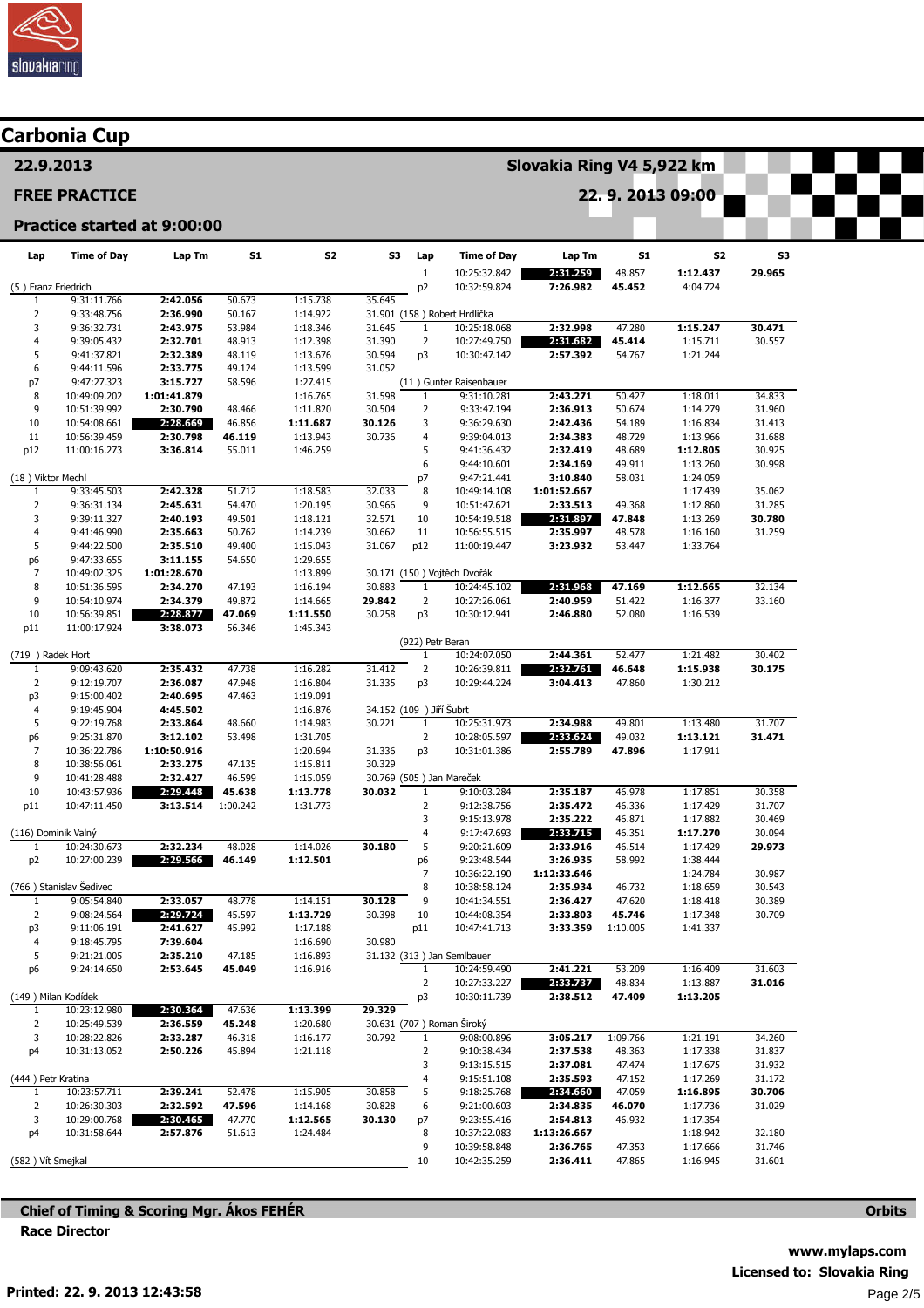## Carbonia Cup

**22.9.2013** — **Slovakia Ring V4 5,922 km**

**FREE PRACTICE** — **22. 9. 2013 09:00**

**Practice started at 9:00:00**

| Lap | Time of Day | Lap Tm | S1 | S2 | S3 |
|---|---|---|---|---|---|
| **(5 ) Franz Friedrich** | | | | | |
| 1 | 9:31:11.766 | 2:42.056 | 50.673 | 1:15.738 | 35.645 |
| 2 | 9:33:48.756 | 2:36.990 | 50.167 | 1:14.922 | 31.901 |
| 3 | 9:36:32.731 | 2:43.975 | 53.984 | 1:18.346 | 31.645 |
| 4 | 9:39:05.432 | 2:32.701 | 48.913 | 1:12.398 | 31.390 |
| 5 | 9:41:37.821 | 2:32.389 | 48.119 | 1:13.676 | 30.594 |
| 6 | 9:44:11.596 | 2:33.775 | 49.124 | 1:13.599 | 31.052 |
| p7 | 9:47:27.323 | 3:15.727 | 58.596 | 1:27.415 | |
| 8 | 10:49:09.202 | 1:01:41.879 | | 1:16.765 | 31.598 |
| 9 | 10:51:39.992 | 2:30.790 | 48.466 | 1:11.820 | 30.504 |
| 10 | 10:54:08.661 | **2:28.669** | 46.856 | **1:11.687** | **30.126** |
| 11 | 10:56:39.459 | 2:30.798 | **46.119** | 1:13.943 | 30.736 |
| p12 | 11:00:16.273 | 3:36.814 | 55.011 | 1:46.259 | |
| **(18 ) Viktor Mechl** | | | | | |
| 1 | 9:33:45.503 | 2:42.328 | 51.712 | 1:18.583 | 32.033 |
| 2 | 9:36:31.134 | 2:45.631 | 54.470 | 1:20.195 | 30.966 |
| 3 | 9:39:11.327 | 2:40.193 | 49.501 | 1:18.121 | 32.571 |
| 4 | 9:41:46.990 | 2:35.663 | 50.762 | 1:14.239 | 30.662 |
| 5 | 9:44:22.500 | 2:35.510 | 49.400 | 1:15.043 | 31.067 |
| p6 | 9:47:33.655 | 3:11.155 | 54.650 | 1:29.655 | |
| 7 | 10:49:02.325 | 1:01:28.670 | | 1:13.899 | 30.171 |
| 8 | 10:51:36.595 | 2:34.270 | 47.193 | 1:16.194 | 30.883 |
| 9 | 10:54:10.974 | 2:34.379 | 49.872 | 1:14.665 | **29.842** |
| 10 | 10:56:39.851 | **2:28.877** | **47.069** | **1:11.550** | 30.258 |
| p11 | 11:00:17.924 | 3:38.073 | 56.346 | 1:45.343 | |
| **(719 ) Radek Hort** | | | | | |
| 1 | 9:09:43.620 | 2:35.432 | 47.738 | 1:16.282 | 31.412 |
| 2 | 9:12:19.707 | 2:36.087 | 47.948 | 1:16.804 | 31.335 |
| p3 | 9:15:00.402 | 2:40.695 | 47.463 | 1:19.091 | |
| 4 | 9:19:45.904 | 4:45.502 | | 1:16.876 | 34.152 |
| 5 | 9:22:19.768 | 2:33.864 | 48.660 | 1:14.983 | 30.221 |
| p6 | 9:25:31.870 | 3:12.102 | 53.498 | 1:31.705 | |
| 7 | 10:36:22.786 | 1:10:50.916 | | 1:20.694 | 31.336 |
| 8 | 10:38:56.061 | 2:33.275 | 47.135 | 1:15.811 | 30.329 |
| 9 | 10:41:28.488 | 2:32.427 | 46.599 | 1:15.059 | 30.769 |
| 10 | 10:43:57.936 | **2:29.448** | **45.638** | **1:13.778** | **30.032** |
| p11 | 10:47:11.450 | 3:13.514 | 1:00.242 | 1:31.773 | |
| **(116) Dominik Valný** | | | | | |
| 1 | 10:24:30.673 | 2:32.234 | 48.028 | 1:14.026 | **30.180** |
| p2 | 10:27:00.239 | **2:29.566** | **46.149** | **1:12.501** | |
| **(766 ) Stanislav Šedivec** | | | | | |
| 1 | 9:05:54.840 | 2:33.057 | 48.778 | 1:14.151 | **30.128** |
| 2 | 9:08:24.564 | **2:29.724** | 45.597 | **1:13.729** | 30.398 |
| p3 | 9:11:06.191 | 2:41.627 | 45.992 | 1:17.188 | |
| 4 | 9:18:45.795 | 7:39.604 | | 1:16.690 | 30.980 |
| 5 | 9:21:21.005 | 2:35.210 | 47.185 | 1:16.893 | 31.132 |
| p6 | 9:24:14.650 | 2:53.645 | **45.049** | 1:16.916 | |
| **(149 ) Milan Kodídek** | | | | | |
| 1 | 10:23:12.980 | **2:30.364** | 47.636 | **1:13.399** | **29.329** |
| 2 | 10:25:49.539 | 2:36.559 | **45.248** | 1:20.680 | 30.631 |
| 3 | 10:28:22.826 | 2:33.287 | 46.318 | 1:16.177 | 30.792 |
| p4 | 10:31:13.052 | 2:50.226 | 45.894 | 1:21.118 | |
| **(444 ) Petr Kratina** | | | | | |
| 1 | 10:23:57.711 | 2:39.241 | 52.478 | 1:15.905 | 30.858 |
| 2 | 10:26:30.303 | 2:32.592 | **47.596** | 1:14.168 | 30.828 |
| 3 | 10:29:00.768 | **2:30.465** | 47.770 | **1:12.565** | **30.130** |
| p4 | 10:31:58.644 | 2:57.876 | 51.613 | 1:24.484 | |
| **(582 ) Vít Smejkal** | | | | | |
| 1 | 10:25:32.842 | **2:31.259** | 48.857 | **1:12.437** | **29.965** |
| p2 | 10:32:59.824 | 7:26.982 | **45.452** | 4:04.724 | |
| **(158 ) Robert Hrdlička** | | | | | |
| 1 | 10:25:18.068 | 2:32.998 | 47.280 | 1:15.247 | **30.471** |
| 2 | 10:27:49.750 | **2:31.682** | **45.414** | 1:15.711 | 30.557 |
| p3 | 10:30:47.142 | 2:57.392 | 54.767 | 1:21.244 | |
| **(11 ) Gunter Raisenbauer** | | | | | |
| 1 | 9:31:10.281 | 2:43.271 | 50.427 | 1:18.011 | 34.833 |
| 2 | 9:33:47.194 | 2:36.913 | 50.674 | 1:14.279 | 31.960 |
| 3 | 9:36:29.630 | 2:42.436 | 54.189 | 1:16.834 | 31.413 |
| 4 | 9:39:04.013 | 2:34.383 | 48.729 | 1:13.966 | 31.688 |
| 5 | 9:41:36.432 | 2:32.419 | 48.689 | **1:12.805** | 30.925 |
| 6 | 9:44:10.601 | 2:34.169 | 49.911 | 1:13.260 | 30.998 |
| p7 | 9:47:21.441 | 3:10.840 | 58.031 | 1:24.059 | |
| 8 | 10:49:14.108 | 1:01:52.667 | | 1:17.439 | 35.062 |
| 9 | 10:51:47.621 | 2:33.513 | 49.368 | 1:12.860 | 31.285 |
| 10 | 10:54:19.518 | **2:31.897** | **47.848** | 1:13.269 | **30.780** |
| 11 | 10:56:55.515 | 2:35.997 | 48.578 | 1:16.160 | 31.259 |
| p12 | 11:00:19.447 | 3:23.932 | 53.447 | 1:33.764 | |
| **(150 ) Vojtěch Dvořák** | | | | | |
| 1 | 10:24:45.102 | **2:31.968** | **47.169** | **1:12.665** | 32.134 |
| 2 | 10:27:26.061 | 2:40.959 | 51.422 | 1:16.377 | 33.160 |
| p3 | 10:30:12.941 | 2:46.880 | 52.080 | 1:16.539 | |
| **(922) Petr Beran** | | | | | |
| 1 | 10:24:07.050 | 2:44.361 | 52.477 | 1:21.482 | 30.402 |
| 2 | 10:26:39.811 | **2:32.761** | **46.648** | **1:15.938** | **30.175** |
| p3 | 10:29:44.224 | 3:04.413 | 47.860 | 1:30.212 | |
| **(109 ) Jiří Šubrt** | | | | | |
| 1 | 10:25:31.973 | 2:34.988 | 49.801 | 1:13.480 | 31.707 |
| 2 | 10:28:05.597 | **2:33.624** | 49.032 | **1:13.121** | **31.471** |
| p3 | 10:31:01.386 | 2:55.789 | **47.896** | 1:17.911 | |
| **(505 ) Jan Mareček** | | | | | |
| 1 | 9:10:03.284 | 2:35.187 | 46.978 | 1:17.851 | 30.358 |
| 2 | 9:12:38.756 | 2:35.472 | 46.336 | 1:17.429 | 31.707 |
| 3 | 9:15:13.978 | 2:35.222 | 46.871 | 1:17.882 | 30.469 |
| 4 | 9:17:47.693 | **2:33.715** | 46.351 | **1:17.270** | 30.094 |
| 5 | 9:20:21.609 | 2:33.916 | 46.514 | 1:17.429 | **29.973** |
| p6 | 9:23:48.544 | 3:26.935 | 58.992 | 1:38.444 | |
| 7 | 10:36:22.190 | 1:12:33.646 | | 1:24.784 | 30.987 |
| 8 | 10:38:58.124 | 2:35.934 | 46.732 | 1:18.659 | 30.543 |
| 9 | 10:41:34.551 | 2:36.427 | 47.620 | 1:18.418 | 30.389 |
| 10 | 10:44:08.354 | 2:33.803 | **45.746** | 1:17.348 | 30.709 |
| p11 | 10:47:41.713 | 3:33.359 | 1:10.005 | 1:41.337 | |
| **(313 ) Jan Semlbauer** | | | | | |
| 1 | 10:24:59.490 | 2:41.221 | 53.209 | 1:16.409 | 31.603 |
| 2 | 10:27:33.227 | **2:33.737** | 48.834 | 1:13.887 | **31.016** |
| p3 | 10:30:11.739 | 2:38.512 | **47.409** | **1:13.205** | |
| **(707 ) Roman Široký** | | | | | |
| 1 | 9:08:00.896 | 3:05.217 | 1:09.766 | 1:21.191 | 34.260 |
| 2 | 9:10:38.434 | 2:37.538 | 48.363 | 1:17.338 | 31.837 |
| 3 | 9:13:15.515 | 2:37.081 | 47.474 | 1:17.675 | 31.932 |
| 4 | 9:15:51.108 | 2:35.593 | 47.152 | 1:17.269 | 31.172 |
| 5 | 9:18:25.768 | **2:34.660** | 47.059 | **1:16.895** | **30.706** |
| 6 | 9:21:00.603 | 2:34.835 | **46.070** | 1:17.736 | 31.029 |
| p7 | 9:23:55.416 | 2:54.813 | 46.932 | 1:17.354 | |
| 8 | 10:37:22.083 | 1:13:26.667 | | 1:18.942 | 32.180 |
| 9 | 10:39:58.848 | 2:36.765 | 47.353 | 1:17.666 | 31.746 |
| 10 | 10:42:35.259 | 2:36.411 | 47.865 | 1:16.945 | 31.601 |

**Chief of Timing & Scoring Mgr. Ákos FEHÉR**

**Race Director**

**Orbits**

**www.mylaps.com**

**Licensed to: Slovakia Ring**

**Printed: 22. 9. 2013 12:43:58**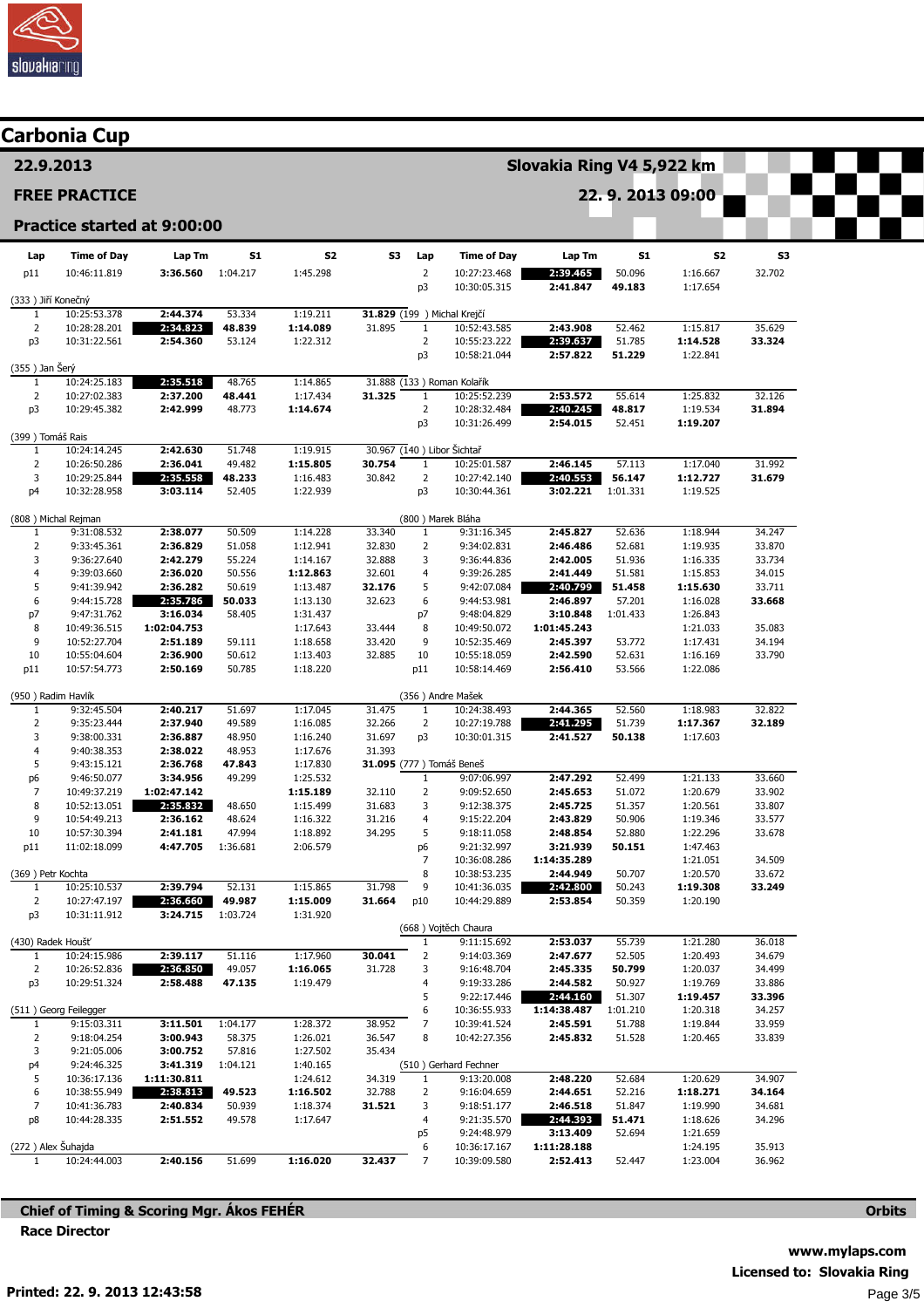## Carbonia Cup

**22.9.2013** — **Slovakia Ring V4 5,922 km**

**FREE PRACTICE** — **22. 9. 2013 09:00**

**Practice started at 9:00:00**

| Lap | Time of Day | Lap Tm | S1 | S2 | S3 |
|---|---|---|---|---|---|
| p11 | 10:46:11.819 | **3:36.560** | 1:04.217 | 1:45.298 | |
| **(333 ) Jiří Konečný** | | | | | |
| 1 | 10:25:53.378 | **2:44.374** | 53.334 | 1:19.211 | **31.829** |
| 2 | 10:28:28.201 | **2:34.823** | **48.839** | **1:14.089** | 31.895 |
| p3 | 10:31:22.561 | **2:54.360** | 53.124 | 1:22.312 | |
| **(355 ) Jan Šerý** | | | | | |
| 1 | 10:24:25.183 | **2:35.518** | 48.765 | 1:14.865 | 31.888 |
| 2 | 10:27:02.383 | **2:37.200** | **48.441** | 1:17.434 | **31.325** |
| p3 | 10:29:45.382 | **2:42.999** | 48.773 | **1:14.674** | |
| **(399 ) Tomáš Rais** | | | | | |
| 1 | 10:24:14.245 | **2:42.630** | 51.748 | 1:19.915 | 30.967 |
| 2 | 10:26:50.286 | **2:36.041** | 49.482 | **1:15.805** | **30.754** |
| 3 | 10:29:25.844 | **2:35.558** | **48.233** | 1:16.483 | 30.842 |
| p4 | 10:32:28.958 | **3:03.114** | 52.405 | 1:22.939 | |
| **(808 ) Michal Rejman** | | | | | |
| 1 | 9:31:08.532 | **2:38.077** | 50.509 | 1:14.228 | 33.340 |
| 2 | 9:33:45.361 | **2:36.829** | 51.058 | 1:12.941 | 32.830 |
| 3 | 9:36:27.640 | **2:42.279** | 55.224 | 1:14.167 | 32.888 |
| 4 | 9:39:03.660 | **2:36.020** | 50.556 | **1:12.863** | 32.601 |
| 5 | 9:41:39.942 | **2:36.282** | 50.619 | 1:13.487 | **32.176** |
| 6 | 9:44:15.728 | **2:35.786** | **50.033** | 1:13.130 | 32.623 |
| p7 | 9:47:31.762 | **3:16.034** | 58.405 | 1:31.437 | |
| 8 | 10:49:36.515 | **1:02:04.753** | | 1:17.643 | 33.444 |
| 9 | 10:52:27.704 | **2:51.189** | 59.111 | 1:18.658 | 33.420 |
| 10 | 10:55:04.604 | **2:36.900** | 50.612 | 1:13.403 | 32.885 |
| p11 | 10:57:54.773 | **2:50.169** | 50.785 | 1:18.220 | |
| **(950 ) Radim Havlík** | | | | | |
| 1 | 9:32:45.504 | **2:40.217** | 51.697 | 1:17.045 | 31.475 |
| 2 | 9:35:23.444 | **2:37.940** | 49.589 | 1:16.085 | 32.266 |
| 3 | 9:38:00.331 | **2:36.887** | 48.950 | 1:16.240 | 31.697 |
| 4 | 9:40:38.353 | **2:38.022** | 48.953 | 1:17.676 | 31.393 |
| 5 | 9:43:15.121 | **2:36.768** | **47.843** | 1:17.830 | **31.095** |
| p6 | 9:46:50.077 | **3:34.956** | 49.299 | 1:25.532 | |
| 7 | 10:49:37.219 | **1:02:47.142** | | **1:15.189** | 32.110 |
| 8 | 10:52:13.051 | **2:35.832** | 48.650 | 1:15.499 | 31.683 |
| 9 | 10:54:49.213 | **2:36.162** | 48.624 | 1:16.322 | 31.216 |
| 10 | 10:57:30.394 | **2:41.181** | 47.994 | 1:18.892 | 34.295 |
| p11 | 11:02:18.099 | **4:47.705** | 1:36.681 | 2:06.579 | |
| **(369 ) Petr Kochta** | | | | | |
| 1 | 10:25:10.537 | **2:39.794** | 52.131 | 1:15.865 | 31.798 |
| 2 | 10:27:47.197 | **2:36.660** | **49.987** | **1:15.009** | **31.664** |
| p3 | 10:31:11.912 | **3:24.715** | 1:03.724 | 1:31.920 | |
| **(430) Radek Houšť** | | | | | |
| 1 | 10:24:15.986 | **2:39.117** | 51.116 | 1:17.960 | **30.041** |
| 2 | 10:26:52.836 | **2:36.850** | 49.057 | **1:16.065** | 31.728 |
| p3 | 10:29:51.324 | **2:58.488** | **47.135** | 1:19.479 | |
| **(511 ) Georg Feilegger** | | | | | |
| 1 | 9:15:03.311 | **3:11.501** | 1:04.177 | 1:28.372 | 38.952 |
| 2 | 9:18:04.254 | **3:00.943** | 58.375 | 1:26.021 | 36.547 |
| 3 | 9:21:05.006 | **3:00.752** | 57.816 | 1:27.502 | 35.434 |
| p4 | 9:24:46.325 | **3:41.319** | 1:04.121 | 1:40.165 | |
| 5 | 10:36:17.136 | **1:11:30.811** | | 1:24.612 | 34.319 |
| 6 | 10:38:55.949 | **2:38.813** | **49.523** | **1:16.502** | 32.788 |
| 7 | 10:41:36.783 | **2:40.834** | 50.939 | 1:18.374 | **31.521** |
| p8 | 10:44:28.335 | **2:51.552** | 49.578 | 1:17.647 | |
| **(272 ) Alex Šuhajda** | | | | | |
| 1 | 10:24:44.003 | **2:40.156** | 51.699 | **1:16.020** | **32.437** |
| 2 | 10:27:23.468 | **2:39.465** | 50.096 | 1:16.667 | 32.702 |
| p3 | 10:30:05.315 | **2:41.847** | **49.183** | 1:17.654 | |
| **(199 ) Michal Krejčí** | | | | | |
| 1 | 10:52:43.585 | **2:43.908** | 52.462 | 1:15.817 | 35.629 |
| 2 | 10:55:23.222 | **2:39.637** | 51.785 | **1:14.528** | **33.324** |
| p3 | 10:58:21.044 | **2:57.822** | **51.229** | 1:22.841 | |
| **(133 ) Roman Kolařík** | | | | | |
| 1 | 10:25:52.239 | **2:53.572** | 55.614 | 1:25.832 | 32.126 |
| 2 | 10:28:32.484 | **2:40.245** | **48.817** | 1:19.534 | **31.894** |
| p3 | 10:31:26.499 | **2:54.015** | 52.451 | **1:19.207** | |
| **(140 ) Libor Šichtař** | | | | | |
| 1 | 10:25:01.587 | **2:46.145** | 57.113 | 1:17.040 | 31.992 |
| 2 | 10:27:42.140 | **2:40.553** | **56.147** | **1:12.727** | **31.679** |
| p3 | 10:30:44.361 | **3:02.221** | 1:01.331 | 1:19.525 | |
| **(800 ) Marek Bláha** | | | | | |
| 1 | 9:31:16.345 | **2:45.827** | 52.636 | 1:18.944 | 34.247 |
| 2 | 9:34:02.831 | **2:46.486** | 52.681 | 1:19.935 | 33.870 |
| 3 | 9:36:44.836 | **2:42.005** | 51.936 | 1:16.335 | 33.734 |
| 4 | 9:39:26.285 | **2:41.449** | 51.581 | 1:15.853 | 34.015 |
| 5 | 9:42:07.084 | **2:40.799** | **51.458** | **1:15.630** | 33.711 |
| 6 | 9:44:53.981 | **2:46.897** | 57.201 | 1:16.028 | **33.668** |
| p7 | 9:48:04.829 | **3:10.848** | 1:01.433 | 1:26.843 | |
| 8 | 10:49:50.072 | **1:01:45.243** | | 1:21.033 | 35.083 |
| 9 | 10:52:35.469 | **2:45.397** | 53.772 | 1:17.431 | 34.194 |
| 10 | 10:55:18.059 | **2:42.590** | 52.631 | 1:16.169 | 33.790 |
| p11 | 10:58:14.469 | **2:56.410** | 53.566 | 1:22.086 | |
| **(356 ) Andre Mašek** | | | | | |
| 1 | 10:24:38.493 | **2:44.365** | 52.560 | 1:18.983 | 32.822 |
| 2 | 10:27:19.788 | **2:41.295** | 51.739 | **1:17.367** | **32.189** |
| p3 | 10:30:01.315 | **2:41.527** | **50.138** | 1:17.603 | |
| **(777 ) Tomáš Beneš** | | | | | |
| 1 | 9:07:06.997 | **2:47.292** | 52.499 | 1:21.133 | 33.660 |
| 2 | 9:09:52.650 | **2:45.653** | 51.072 | 1:20.679 | 33.902 |
| 3 | 9:12:38.375 | **2:45.725** | 51.357 | 1:20.561 | 33.807 |
| 4 | 9:15:22.204 | **2:43.829** | 50.906 | 1:19.346 | 33.577 |
| 5 | 9:18:11.058 | **2:48.854** | 52.880 | 1:22.296 | 33.678 |
| p6 | 9:21:32.997 | **3:21.939** | **50.151** | 1:47.463 | |
| 7 | 10:36:08.286 | **1:14:35.289** | | 1:21.051 | 34.509 |
| 8 | 10:38:53.235 | **2:44.949** | 50.707 | 1:20.570 | 33.672 |
| 9 | 10:41:36.035 | **2:42.800** | 50.243 | **1:19.308** | **33.249** |
| p10 | 10:44:29.889 | **2:53.854** | 50.359 | 1:20.190 | |
| **(668 ) Vojtěch Chaura** | | | | | |
| 1 | 9:11:15.692 | **2:53.037** | 55.739 | 1:21.280 | 36.018 |
| 2 | 9:14:03.369 | **2:47.677** | 52.505 | 1:20.493 | 34.679 |
| 3 | 9:16:48.704 | **2:45.335** | **50.799** | 1:20.037 | 34.499 |
| 4 | 9:19:33.286 | **2:44.582** | 50.927 | 1:19.769 | 33.886 |
| 5 | 9:22:17.446 | **2:44.160** | 51.307 | **1:19.457** | **33.396** |
| 6 | 10:36:55.933 | **1:14:38.487** | 1:01.210 | 1:20.318 | 34.257 |
| 7 | 10:39:41.524 | **2:45.591** | 51.788 | 1:19.844 | 33.959 |
| 8 | 10:42:27.356 | **2:45.832** | 51.528 | 1:20.465 | 33.839 |
| **(510 ) Gerhard Fechner** | | | | | |
| 1 | 9:13:20.008 | **2:48.220** | 52.684 | 1:20.629 | 34.907 |
| 2 | 9:16:04.659 | **2:44.651** | 52.216 | **1:18.271** | **34.164** |
| 3 | 9:18:51.177 | **2:46.518** | 51.847 | 1:19.990 | 34.681 |
| 4 | 9:21:35.570 | **2:44.393** | **51.471** | 1:18.626 | 34.296 |
| p5 | 9:24:48.979 | **3:13.409** | 52.694 | 1:21.659 | |
| 6 | 10:36:17.167 | **1:11:28.188** | | 1:24.195 | 35.913 |
| 7 | 10:39:09.580 | **2:52.413** | 52.447 | 1:23.004 | 36.962 |

**Chief of Timing & Scoring Mgr. Ákos FEHÉR** — **Orbits**

**Race Director**

**www.mylaps.com**

**Licensed to: Slovakia Ring**

**Printed: 22. 9. 2013 12:43:58**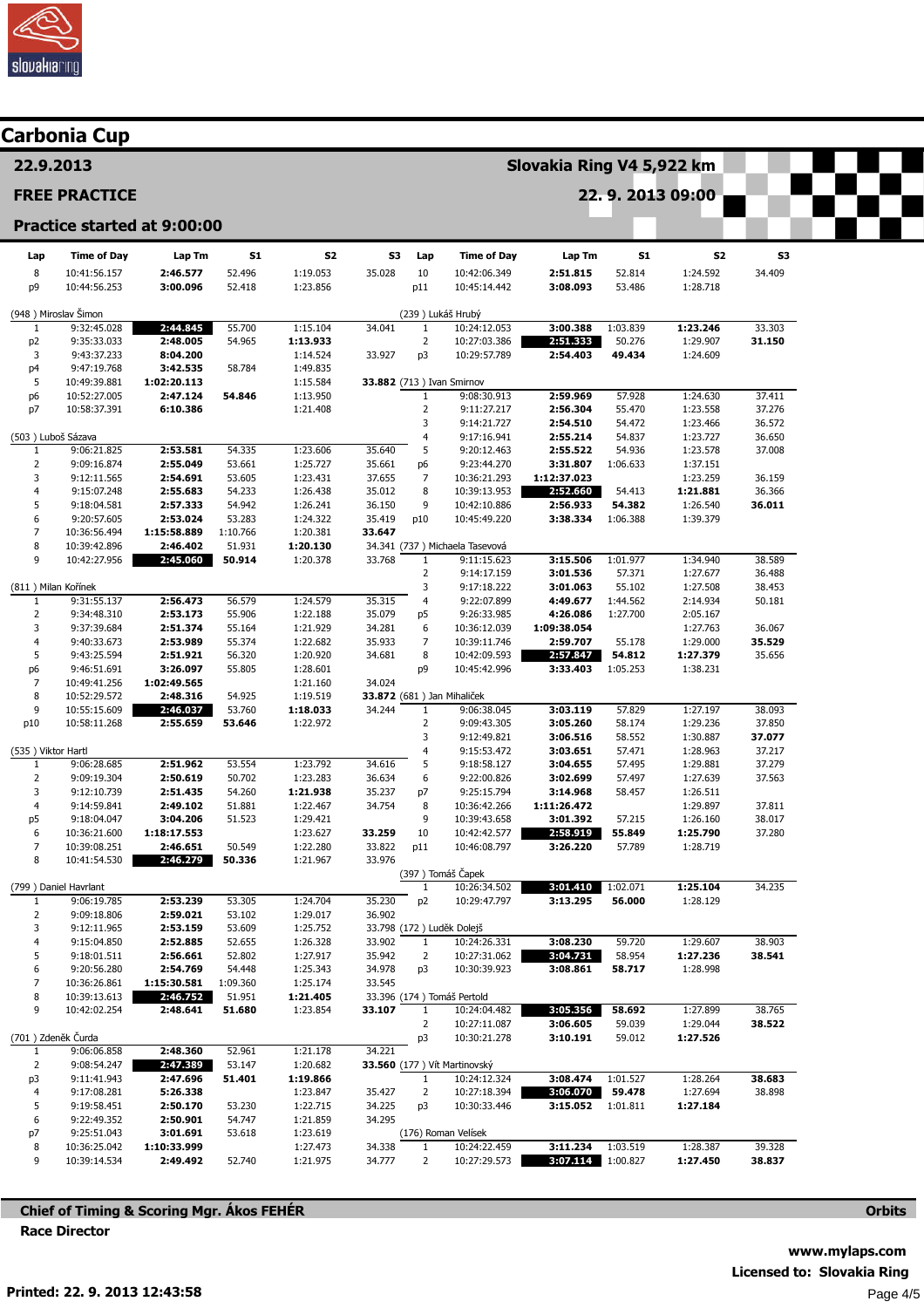## Carbonia Cup

**22.9.2013** — **Slovakia Ring V4 5,922 km**

**FREE PRACTICE** — **22. 9. 2013 09:00**

**Practice started at 9:00:00**

| Lap | Time of Day | Lap Tm | S1 | S2 | S3 |
|---|---|---|---|---|---|
| 8 | 10:41:56.157 | 2:46.577 | 52.496 | 1:19.053 | 35.028 |
| p9 | 10:44:56.253 | 3:00.096 | 52.418 | 1:23.856 | |

**(948 ) Miroslav Šimon**

| Lap | Time of Day | Lap Tm | S1 | S2 | S3 |
|---|---|---|---|---|---|
| 1 | 9:32:45.028 | **2:44.845** | 55.700 | 1:15.104 | 34.041 |
| p2 | 9:35:33.033 | 2:48.005 | 54.965 | **1:13.933** | |
| 3 | 9:43:37.233 | 8:04.200 | | 1:14.524 | 33.927 |
| p4 | 9:47:19.768 | 3:42.535 | 58.784 | 1:49.835 | |
| 5 | 10:49:39.881 | 1:02:20.113 | | 1:15.584 | **33.882** |
| p6 | 10:52:27.005 | 2:47.124 | **54.846** | 1:13.950 | |
| p7 | 10:58:37.391 | 6:10.386 | | 1:21.408 | |

**(503 ) Luboš Sázava**

| Lap | Time of Day | Lap Tm | S1 | S2 | S3 |
|---|---|---|---|---|---|
| 1 | 9:06:21.825 | 2:53.581 | 54.335 | 1:23.606 | 35.640 |
| 2 | 9:09:16.874 | 2:55.049 | 53.661 | 1:25.727 | 35.661 |
| 3 | 9:12:11.565 | 2:54.691 | 53.605 | 1:23.431 | 37.655 |
| 4 | 9:15:07.248 | 2:55.683 | 54.233 | 1:26.438 | 35.012 |
| 5 | 9:18:04.581 | 2:57.333 | 54.942 | 1:26.241 | 36.150 |
| 6 | 9:20:57.605 | 2:53.024 | 53.283 | 1:24.322 | 35.419 |
| 7 | 10:36:56.494 | 1:15:58.889 | 1:10.766 | 1:20.381 | **33.647** |
| 8 | 10:39:42.896 | 2:46.402 | 51.931 | **1:20.130** | 34.341 |
| 9 | 10:42:27.956 | **2:45.060** | **50.914** | 1:20.378 | 33.768 |

**(811 ) Milan Kořínek**

| Lap | Time of Day | Lap Tm | S1 | S2 | S3 |
|---|---|---|---|---|---|
| 1 | 9:31:55.137 | 2:56.473 | 56.579 | 1:24.579 | 35.315 |
| 2 | 9:34:48.310 | 2:53.173 | 55.906 | 1:22.188 | 35.079 |
| 3 | 9:37:39.684 | 2:51.374 | 55.164 | 1:21.929 | 34.281 |
| 4 | 9:40:33.673 | 2:53.989 | 55.374 | 1:22.682 | 35.933 |
| 5 | 9:43:25.594 | 2:51.921 | 56.320 | 1:20.920 | 34.681 |
| p6 | 9:46:51.691 | 3:26.097 | 55.805 | 1:28.601 | |
| 7 | 10:49:41.256 | 1:02:49.565 | | 1:21.160 | 34.024 |
| 8 | 10:52:29.572 | 2:48.316 | 54.925 | 1:19.519 | **33.872** |
| 9 | 10:55:15.609 | **2:46.037** | 53.760 | **1:18.033** | 34.244 |
| p10 | 10:58:11.268 | 2:55.659 | **53.646** | 1:22.972 | |

**(535 ) Viktor Hartl**

| Lap | Time of Day | Lap Tm | S1 | S2 | S3 |
|---|---|---|---|---|---|
| 1 | 9:06:28.685 | 2:51.962 | 53.554 | 1:23.792 | 34.616 |
| 2 | 9:09:19.304 | 2:50.619 | 50.702 | 1:23.283 | 36.634 |
| 3 | 9:12:10.739 | 2:51.435 | 54.260 | **1:21.938** | 35.237 |
| 4 | 9:14:59.841 | 2:49.102 | 51.881 | 1:22.467 | 34.754 |
| p5 | 9:18:04.047 | 3:04.206 | 51.523 | 1:29.421 | |
| 6 | 10:36:21.600 | 1:18:17.553 | | 1:23.627 | **33.259** |
| 7 | 10:39:08.251 | 2:46.651 | 50.549 | 1:22.280 | 33.822 |
| 8 | 10:41:54.530 | **2:46.279** | **50.336** | 1:21.967 | 33.976 |

**(799 ) Daniel Havrlant**

| Lap | Time of Day | Lap Tm | S1 | S2 | S3 |
|---|---|---|---|---|---|
| 1 | 9:06:19.785 | 2:53.239 | 53.305 | 1:24.704 | 35.230 |
| 2 | 9:09:18.806 | 2:59.021 | 53.102 | 1:29.017 | 36.902 |
| 3 | 9:12:11.965 | 2:53.159 | 53.609 | 1:25.752 | 33.798 |
| 4 | 9:15:04.850 | 2:52.885 | 52.655 | 1:26.328 | 33.902 |
| 5 | 9:18:01.511 | 2:56.661 | 52.802 | 1:27.917 | 35.942 |
| 6 | 9:20:56.280 | 2:54.769 | 54.448 | 1:25.343 | 34.978 |
| 7 | 10:36:26.861 | 1:15:30.581 | 1:09.360 | 1:25.174 | 33.545 |
| 8 | 10:39:13.613 | **2:46.752** | 51.951 | **1:21.405** | 33.396 |
| 9 | 10:42:02.254 | 2:48.641 | **51.680** | 1:23.854 | **33.107** |

**(701 ) Zdeněk Čurda**

| Lap | Time of Day | Lap Tm | S1 | S2 | S3 |
|---|---|---|---|---|---|
| 1 | 9:06:06.858 | 2:48.360 | 52.961 | 1:21.178 | 34.221 |
| 2 | 9:08:54.247 | **2:47.389** | 53.147 | 1:20.682 | **33.560** |
| p3 | 9:11:41.943 | 2:47.696 | **51.401** | **1:19.866** | |
| 4 | 9:17:08.281 | 5:26.338 | | 1:23.847 | 35.427 |
| 5 | 9:19:58.451 | 2:50.170 | 53.230 | 1:22.715 | 34.225 |
| 6 | 9:22:49.352 | 2:50.901 | 54.747 | 1:21.859 | 34.295 |
| p7 | 9:25:51.043 | 3:01.691 | 53.618 | 1:23.619 | |
| 8 | 10:36:25.042 | 1:10:33.999 | | 1:27.473 | 34.338 |
| 9 | 10:39:14.534 | 2:49.492 | 52.740 | 1:21.975 | 34.777 |

| Lap | Time of Day | Lap Tm | S1 | S2 | S3 |
|---|---|---|---|---|---|
| 10 | 10:42:06.349 | 2:51.815 | 52.814 | 1:24.592 | 34.409 |
| p11 | 10:45:14.442 | 3:08.093 | 53.486 | 1:28.718 | |

**(239 ) Lukáš Hrubý**

| Lap | Time of Day | Lap Tm | S1 | S2 | S3 |
|---|---|---|---|---|---|
| 1 | 10:24:12.053 | 3:00.388 | 1:03.839 | **1:23.246** | 33.303 |
| 2 | 10:27:03.386 | **2:51.333** | 50.276 | 1:29.907 | **31.150** |
| p3 | 10:29:57.789 | 2:54.403 | **49.434** | 1:24.609 | |

**(713 ) Ivan Smirnov**

| Lap | Time of Day | Lap Tm | S1 | S2 | S3 |
|---|---|---|---|---|---|
| 1 | 9:08:30.913 | 2:59.969 | 57.928 | 1:24.630 | 37.411 |
| 2 | 9:11:27.217 | 2:56.304 | 55.470 | 1:23.558 | 37.276 |
| 3 | 9:14:21.727 | 2:54.510 | 54.472 | 1:23.466 | 36.572 |
| 4 | 9:17:16.941 | 2:55.214 | 54.837 | 1:23.727 | 36.650 |
| 5 | 9:20:12.463 | 2:55.522 | 54.936 | 1:23.578 | 37.008 |
| p6 | 9:23:44.270 | 3:31.807 | 1:06.633 | 1:37.151 | |
| 7 | 10:36:21.293 | 1:12:37.023 | | 1:23.259 | 36.159 |
| 8 | 10:39:13.953 | **2:52.660** | 54.413 | **1:21.881** | 36.366 |
| 9 | 10:42:10.886 | 2:56.933 | **54.382** | 1:26.540 | **36.011** |
| p10 | 10:45:49.220 | 3:38.334 | 1:06.388 | 1:39.379 | |

**(737 ) Michaela Tasevová**

| Lap | Time of Day | Lap Tm | S1 | S2 | S3 |
|---|---|---|---|---|---|
| 1 | 9:11:15.623 | 3:15.506 | 1:01.977 | 1:34.940 | 38.589 |
| 2 | 9:14:17.159 | 3:01.536 | 57.371 | 1:27.677 | 36.488 |
| 3 | 9:17:18.222 | 3:01.063 | 55.102 | 1:27.508 | 38.453 |
| 4 | 9:22:07.899 | 4:49.677 | 1:44.562 | 2:14.934 | 50.181 |
| p5 | 9:26:33.985 | 4:26.086 | 1:27.700 | 2:05.167 | |
| 6 | 10:36:12.039 | 1:09:38.054 | | 1:27.763 | 36.067 |
| 7 | 10:39:11.746 | 2:59.707 | 55.178 | 1:29.000 | **35.529** |
| 8 | 10:42:09.593 | **2:57.847** | **54.812** | **1:27.379** | 35.656 |
| p9 | 10:45:42.996 | 3:33.403 | 1:05.253 | 1:38.231 | |

**(681 ) Jan Mihalíček**

| Lap | Time of Day | Lap Tm | S1 | S2 | S3 |
|---|---|---|---|---|---|
| 1 | 9:06:38.045 | 3:03.119 | 57.829 | 1:27.197 | 38.093 |
| 2 | 9:09:43.305 | 3:05.260 | 58.174 | 1:29.236 | 37.850 |
| 3 | 9:12:49.821 | 3:06.516 | 58.552 | 1:30.887 | **37.077** |
| 4 | 9:15:53.472 | 3:03.651 | 57.471 | 1:28.963 | 37.217 |
| 5 | 9:18:58.127 | 3:04.655 | 57.495 | 1:29.881 | 37.279 |
| 6 | 9:22:00.826 | 3:02.699 | 57.497 | 1:27.639 | 37.563 |
| p7 | 9:25:15.794 | 3:14.968 | 58.457 | 1:26.511 | |
| 8 | 10:36:42.266 | 1:11:26.472 | | 1:29.897 | 37.811 |
| 9 | 10:39:43.658 | 3:01.392 | 57.215 | 1:26.160 | 38.017 |
| 10 | 10:42:42.577 | **2:58.919** | **55.849** | **1:25.790** | 37.280 |
| p11 | 10:46:08.797 | 3:26.220 | 57.789 | 1:28.719 | |

**(397 ) Tomáš Čapek**

| Lap | Time of Day | Lap Tm | S1 | S2 | S3 |
|---|---|---|---|---|---|
| 1 | 10:26:34.502 | **3:01.410** | 1:02.071 | **1:25.104** | 34.235 |
| p2 | 10:29:47.797 | 3:13.295 | **56.000** | 1:28.129 | |

**(172 ) Luděk Dolejš**

| Lap | Time of Day | Lap Tm | S1 | S2 | S3 |
|---|---|---|---|---|---|
| 1 | 10:24:26.331 | 3:08.230 | 59.720 | 1:29.607 | 38.903 |
| 2 | 10:27:31.062 | **3:04.731** | 58.954 | **1:27.236** | **38.541** |
| p3 | 10:30:39.923 | 3:08.861 | **58.717** | 1:28.998 | |

**(174 ) Tomáš Pertold**

| Lap | Time of Day | Lap Tm | S1 | S2 | S3 |
|---|---|---|---|---|---|
| 1 | 10:24:04.482 | **3:05.356** | **58.692** | 1:27.899 | 38.765 |
| 2 | 10:27:11.087 | 3:06.605 | 59.039 | 1:29.044 | **38.522** |
| p3 | 10:30:21.278 | 3:10.191 | 59.012 | **1:27.526** | |

**(177 ) Vít Martinovský**

| Lap | Time of Day | Lap Tm | S1 | S2 | S3 |
|---|---|---|---|---|---|
| 1 | 10:24:12.324 | 3:08.474 | 1:01.527 | 1:28.264 | **38.683** |
| 2 | 10:27:18.394 | **3:06.070** | **59.478** | 1:27.694 | 38.898 |
| p3 | 10:30:33.446 | 3:15.052 | 1:01.811 | **1:27.184** | |

**(176) Roman Velísek**

| Lap | Time of Day | Lap Tm | S1 | S2 | S3 |
|---|---|---|---|---|---|
| 1 | 10:24:22.459 | 3:11.234 | 1:03.519 | 1:28.387 | 39.328 |
| 2 | 10:27:29.573 | **3:07.114** | 1:00.827 | **1:27.450** | **38.837** |

**Chief of Timing & Scoring Mgr. Ákos FEHÉR**

**Race Director**

**Orbits**

**www.mylaps.com**

**Licensed to: Slovakia Ring**

**Printed: 22. 9. 2013 12:43:58**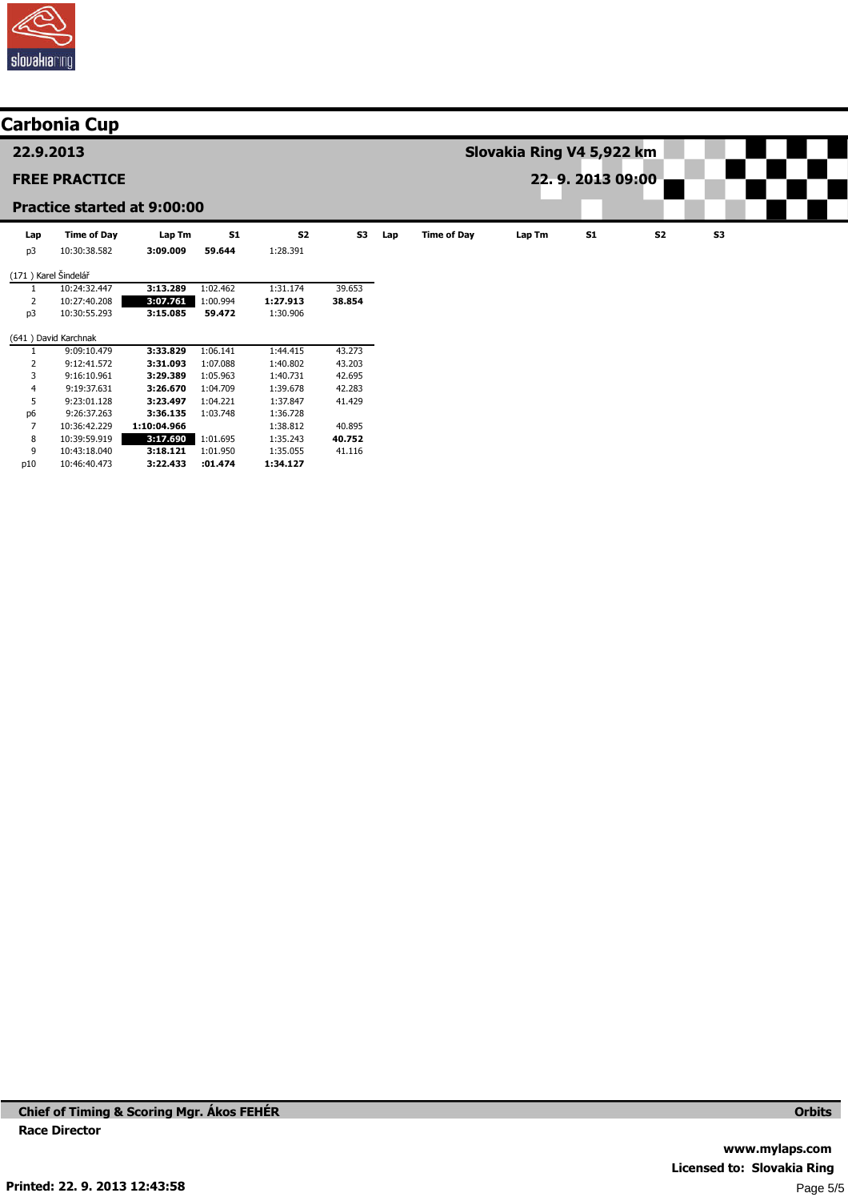# Carbonia Cup

**22.9.2013** — **Slovakia Ring V4 5,922 km**

**FREE PRACTICE** — **22. 9. 2013 09:00**

**Practice started at 9:00:00**

| Lap | Time of Day | Lap Tm | S1 | S2 | S3 |
|---|---|---|---|---|---|
| p3 | 10:30:38.582 | **3:09.009** | **59.644** | 1:28.391 | |
| **(171 ) Karel Šindelář** | | | | | |
| 1 | 10:24:32.447 | **3:13.289** | 1:02.462 | 1:31.174 | 39.653 |
| 2 | 10:27:40.208 | **3:07.761** | 1:00.994 | **1:27.913** | **38.854** |
| p3 | 10:30:55.293 | **3:15.085** | **59.472** | 1:30.906 | |
| **(641 ) David Karchnak** | | | | | |
| 1 | 9:09:10.479 | **3:33.829** | 1:06.141 | 1:44.415 | 43.273 |
| 2 | 9:12:41.572 | **3:31.093** | 1:07.088 | 1:40.802 | 43.203 |
| 3 | 9:16:10.961 | **3:29.389** | 1:05.963 | 1:40.731 | 42.695 |
| 4 | 9:19:37.631 | **3:26.670** | 1:04.709 | 1:39.678 | 42.283 |
| 5 | 9:23:01.128 | **3:23.497** | 1:04.221 | 1:37.847 | 41.429 |
| p6 | 9:26:37.263 | **3:36.135** | 1:03.748 | 1:36.728 | |
| 7 | 10:36:42.229 | **1:10:04.966** | | 1:38.812 | 40.895 |
| 8 | 10:39:59.919 | **3:17.690** | 1:01.695 | 1:35.243 | **40.752** |
| 9 | 10:43:18.040 | **3:18.121** | 1:01.950 | 1:35.055 | 41.116 |
| p10 | 10:46:40.473 | **3:22.433** | **:01.474** | **1:34.127** | |

**Chief of Timing & Scoring Mgr. Ákos FEHÉR** — **Orbits**

**Race Director**

**www.mylaps.com**

**Licensed to: Slovakia Ring**

**Printed: 22. 9. 2013 12:43:58**